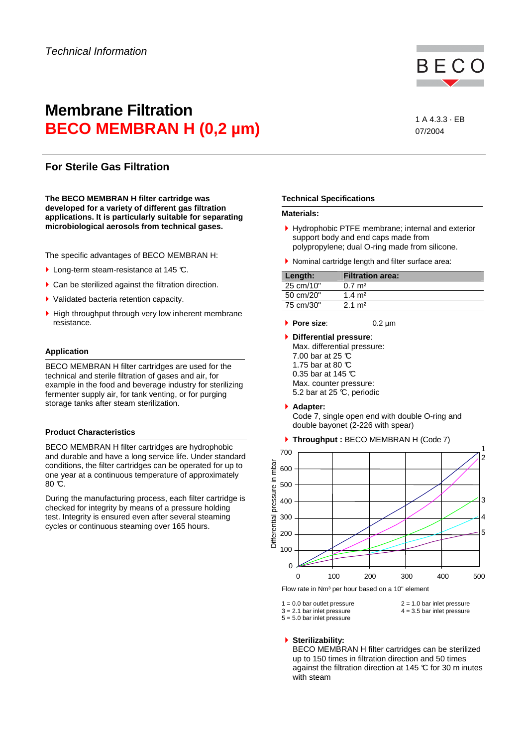*Technical Information*

# Membrane Filtration

# BECO MEMBRAN H (0,2 µm)

1 A 4.3.3 · EB
07/2004

## For Sterile Gas Filtration

**The BECO MEMBRAN H filter cartridge was developed for a variety of different gas filtration applications. It is particularly suitable for separating microbiological aerosols from technical gases.**

The specific advantages of BECO MEMBRAN H:

- Long-term steam-resistance at 145 °C.
- Can be sterilized against the filtration direction.
- Validated bacteria retention capacity.
- High throughput through very low inherent membrane resistance.

### Application

BECO MEMBRAN H filter cartridges are used for the technical and sterile filtration of gases and air, for example in the food and beverage industry for sterilizing fermenter supply air, for tank venting, or for purging storage tanks after steam sterilization.

### Product Characteristics

BECO MEMBRAN H filter cartridges are hydrophobic and durable and have a long service life. Under standard conditions, the filter cartridges can be operated for up to one year at a continuous temperature of approximately 80 °C.

During the manufacturing process, each filter cartridge is checked for integrity by means of a pressure holding test. Integrity is ensured even after several steaming cycles or continuous steaming over 165 hours.

### Technical Specifications

**Materials:**

- Hydrophobic PTFE membrane; internal and exterior support body and end caps made from polypropylene; dual O-ring made from silicone.
- Nominal cartridge length and filter surface area:

| Length: | Filtration area: |
|---|---|
| 25 cm/10" | 0.7 m² |
| 50 cm/20" | 1.4 m² |
| 75 cm/30" | 2.1 m² |

- **Pore size**: 0.2 µm
- **Differential pressure**:
  Max. differential pressure:
  7.00 bar at 25 °C
  1.75 bar at 80 °C
  0.35 bar at 145 °C
  Max. counter pressure:
  5.2 bar at 25 °C, periodic
- **Adapter:**
  Code 7, single open end with double O-ring and double bayonet (2-226 with spear)
- **Throughput :** BECO MEMBRAN H (Code 7)

Flow rate in Nm³ per hour based on a 10" element

1 = 0.0 bar outlet pressure
2 = 1.0 bar inlet pressure
3 = 2.1 bar inlet pressure
4 = 3.5 bar inlet pressure
5 = 5.0 bar inlet pressure

- **Sterilizability:**
  BECO MEMBRAN H filter cartridges can be sterilized up to 150 times in filtration direction and 50 times against the filtration direction at 145 °C for 30 minutes with steam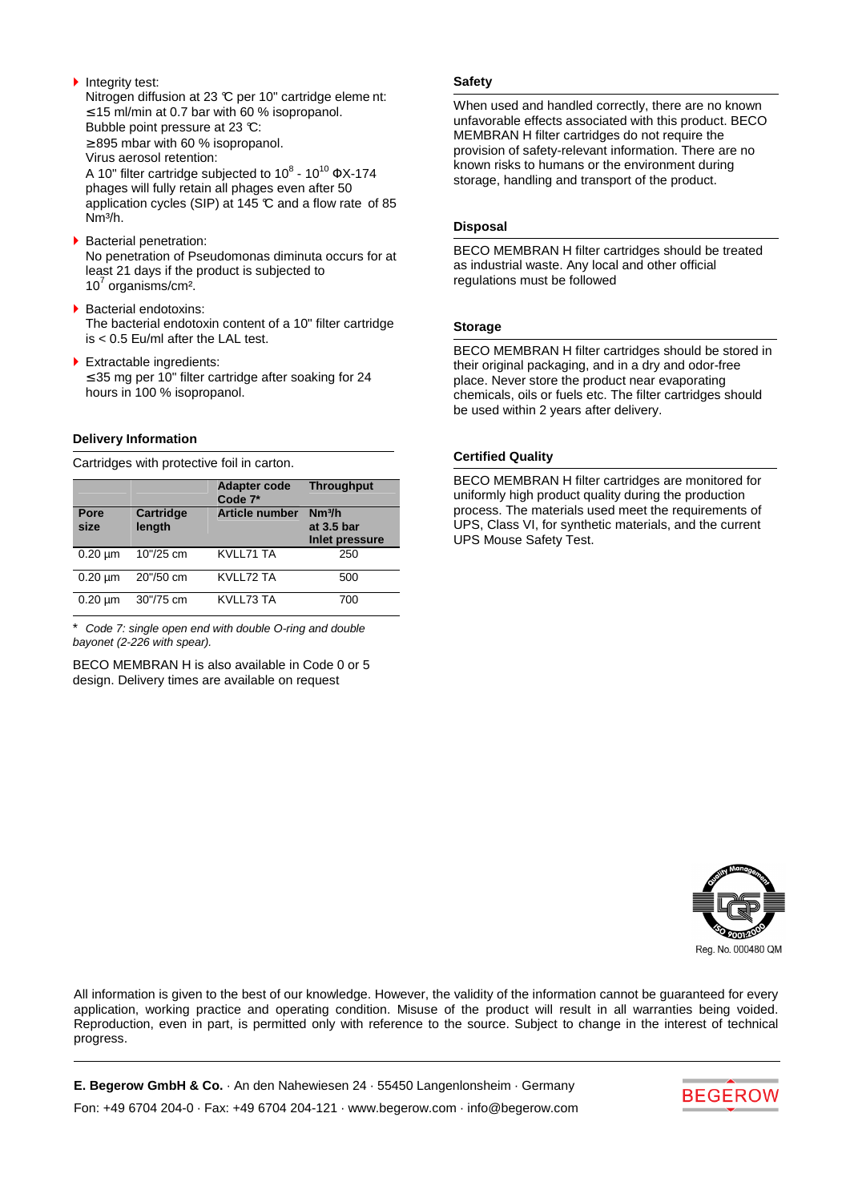- Integrity test:
  Nitrogen diffusion at 23 ℃ per 10" cartridge element:
  ≤15 ml/min at 0.7 bar with 60 % isopropanol.
  Bubble point pressure at 23 ℃:
  ≥895 mbar with 60 % isopropanol.
  Virus aerosol retention:
  A 10" filter cartridge subjected to $10^8$ - $10^{10}$ ΦX-174 phages will fully retain all phages even after 50 application cycles (SIP) at 145 ℃ and a flow rate of 85 Nm³/h.
- Bacterial penetration:
  No penetration of Pseudomonas diminuta occurs for at least 21 days if the product is subjected to $10^7$ organisms/cm².
- Bacterial endotoxins:
  The bacterial endotoxin content of a 10" filter cartridge is < 0.5 Eu/ml after the LAL test.
- Extractable ingredients:
  ≤35 mg per 10" filter cartridge after soaking for 24 hours in 100 % isopropanol.

### Delivery Information

Cartridges with protective foil in carton.

| | | Adapter code Code 7* | Throughput |
|---|---|---|---|
| **Pore size** | **Cartridge length** | **Article number** | **Nm³/h at 3.5 bar Inlet pressure** |
| 0.20 µm | 10"/25 cm | KVLL71 TA | 250 |
| 0.20 µm | 20"/50 cm | KVLL72 TA | 500 |
| 0.20 µm | 30"/75 cm | KVLL73 TA | 700 |

\* *Code 7: single open end with double O-ring and double bayonet (2-226 with spear).*

BECO MEMBRAN H is also available in Code 0 or 5 design. Delivery times are available on request

### Safety

When used and handled correctly, there are no known unfavorable effects associated with this product. BECO MEMBRAN H filter cartridges do not require the provision of safety-relevant information. There are no known risks to humans or the environment during storage, handling and transport of the product.

### Disposal

BECO MEMBRAN H filter cartridges should be treated as industrial waste. Any local and other official regulations must be followed

### Storage

BECO MEMBRAN H filter cartridges should be stored in their original packaging, and in a dry and odor-free place. Never store the product near evaporating chemicals, oils or fuels etc. The filter cartridges should be used within 2 years after delivery.

### Certified Quality

BECO MEMBRAN H filter cartridges are monitored for uniformly high product quality during the production process. The materials used meet the requirements of UPS, Class VI, for synthetic materials, and the current UPS Mouse Safety Test.

Quality Management DQS ISO 9001:2000

Reg. No. 000480 QM

All information is given to the best of our knowledge. However, the validity of the information cannot be guaranteed for every application, working practice and operating condition. Misuse of the product will result in all warranties being voided. Reproduction, even in part, is permitted only with reference to the source. Subject to change in the interest of technical progress.

**E. Begerow GmbH & Co.** · An den Nahewiesen 24 · 55450 Langenlonsheim · Germany
Fon: +49 6704 204-0 · Fax: +49 6704 204-121 · www.begerow.com · info@begerow.com

BEGEROW